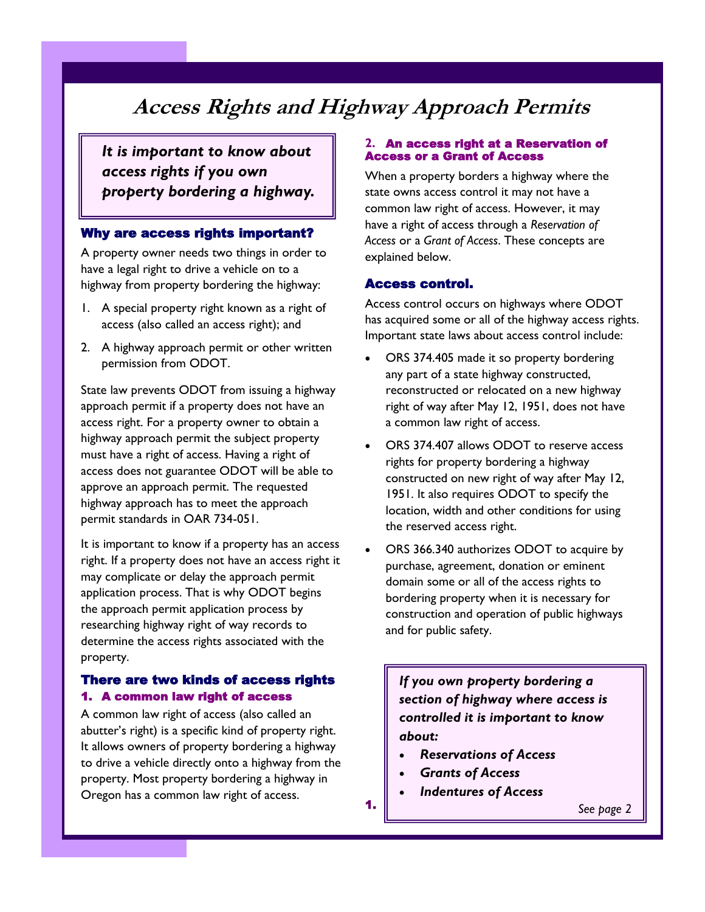# Access Rights and Highway Approach Permits

> *It is important to know about access rights if you own property bordering a highway.*

### Why are access rights important?

A property owner needs two things in order to have a legal right to drive a vehicle on to a highway from property bordering the highway:

1. A special property right known as a right of access (also called an access right); and
2. A highway approach permit or other written permission from ODOT.

State law prevents ODOT from issuing a highway approach permit if a property does not have an access right. For a property owner to obtain a highway approach permit the subject property must have a right of access. Having a right of access does not guarantee ODOT will be able to approve an approach permit. The requested highway approach has to meet the approach permit standards in OAR 734-051.

It is important to know if a property has an access right. If a property does not have an access right it may complicate or delay the approach permit application process. That is why ODOT begins the approach permit application process by researching highway right of way records to determine the access rights associated with the property.

### There are two kinds of access rights

#### 1. A common law right of access

A common law right of access (also called an abutter's right) is a specific kind of property right. It allows owners of property bordering a highway to drive a vehicle directly onto a highway from the property. Most property bordering a highway in Oregon has a common law right of access.

#### 2. An access right at a Reservation of Access or a Grant of Access

When a property borders a highway where the state owns access control it may not have a common law right of access. However, it may have a right of access through a *Reservation of Access* or a *Grant of Access*. These concepts are explained below.

### Access control.

Access control occurs on highways where ODOT has acquired some or all of the highway access rights. Important state laws about access control include:

- ORS 374.405 made it so property bordering any part of a state highway constructed, reconstructed or relocated on a new highway right of way after May 12, 1951, does not have a common law right of access.
- ORS 374.407 allows ODOT to reserve access rights for property bordering a highway constructed on new right of way after May 12, 1951. It also requires ODOT to specify the location, width and other conditions for using the reserved access right.
- ORS 366.340 authorizes ODOT to acquire by purchase, agreement, donation or eminent domain some or all of the access rights to bordering property when it is necessary for construction and operation of public highways and for public safety.

> ***If you own property bordering a section of highway where access is controlled it is important to know about:***
>
> - ***Reservations of Access***
> - ***Grants of Access***
> - ***Indentures of Access***
>
> *See page 2*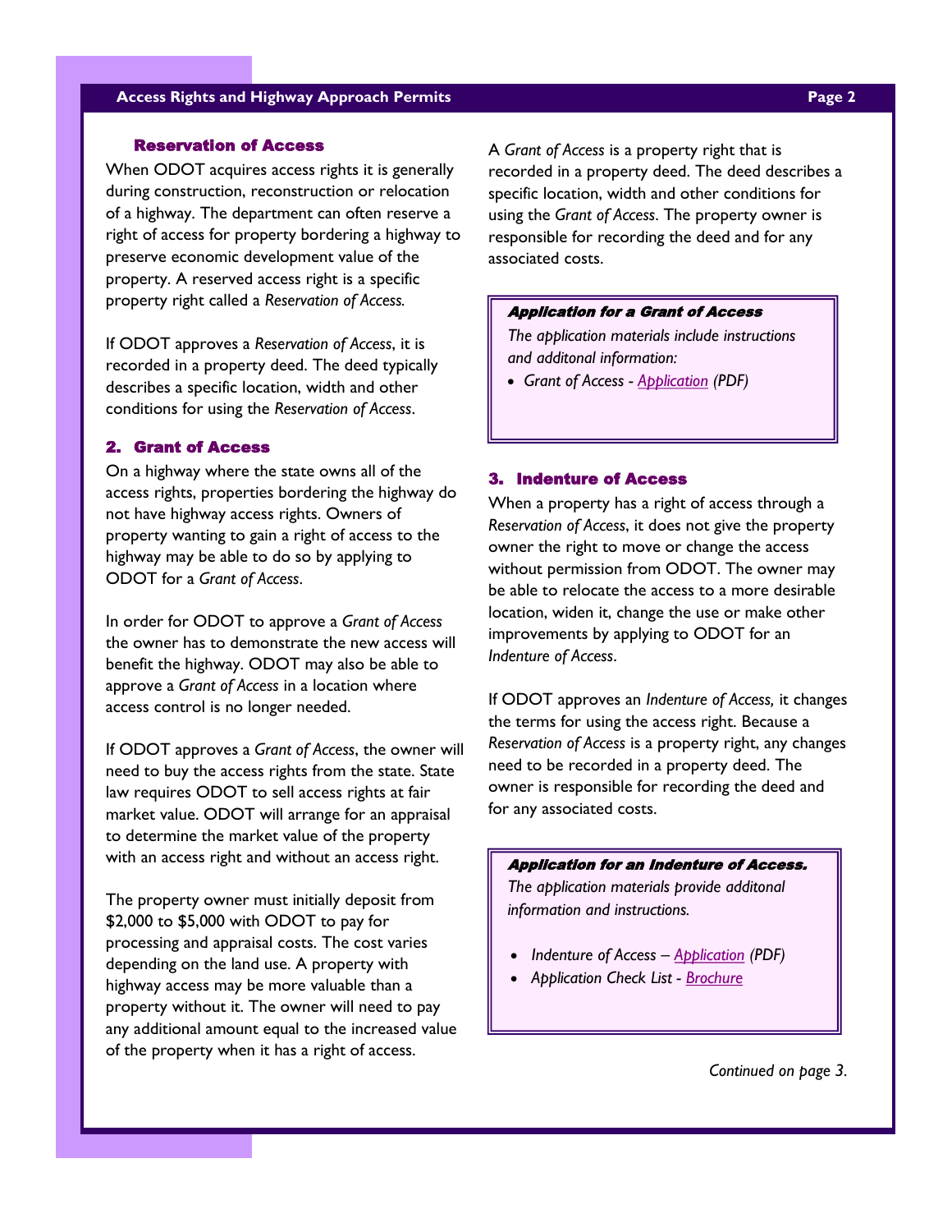### Reservation of Access

When ODOT acquires access rights it is generally during construction, reconstruction or relocation of a highway. The department can often reserve a right of access for property bordering a highway to preserve economic development value of the property. A reserved access right is a specific property right called a *Reservation of Access.*

If ODOT approves a *Reservation of Access*, it is recorded in a property deed. The deed typically describes a specific location, width and other conditions for using the *Reservation of Access*.

## 2. Grant of Access

On a highway where the state owns all of the access rights, properties bordering the highway do not have highway access rights. Owners of property wanting to gain a right of access to the highway may be able to do so by applying to ODOT for a *Grant of Access*.

In order for ODOT to approve a *Grant of Access* the owner has to demonstrate the new access will benefit the highway. ODOT may also be able to approve a *Grant of Access* in a location where access control is no longer needed.

If ODOT approves a *Grant of Access*, the owner will need to buy the access rights from the state. State law requires ODOT to sell access rights at fair market value. ODOT will arrange for an appraisal to determine the market value of the property with an access right and without an access right.

The property owner must initially deposit from $2,000 to $5,000 with ODOT to pay for processing and appraisal costs. The cost varies depending on the land use. A property with highway access may be more valuable than a property without it. The owner will need to pay any additional amount equal to the increased value of the property when it has a right of access.

A *Grant of Access* is a property right that is recorded in a property deed. The deed describes a specific location, width and other conditions for using the *Grant of Access*. The property owner is responsible for recording the deed and for any associated costs.

> ***Application for a Grant of Access***
>
> *The application materials include instructions and additonal information:*
>
> - *Grant of Access - Application (PDF)*

## 3. Indenture of Access

When a property has a right of access through a *Reservation of Access*, it does not give the property owner the right to move or change the access without permission from ODOT. The owner may be able to relocate the access to a more desirable location, widen it, change the use or make other improvements by applying to ODOT for an *Indenture of Access*.

If ODOT approves an *Indenture of Access,* it changes the terms for using the access right. Because a *Reservation of Access* is a property right, any changes need to be recorded in a property deed. The owner is responsible for recording the deed and for any associated costs.

> ***Application for an Indenture of Access.***
>
> *The application materials provide additonal information and instructions.*
>
> - *Indenture of Access – Application (PDF)*
> - *Application Check List - Brochure*

*Continued on page 3.*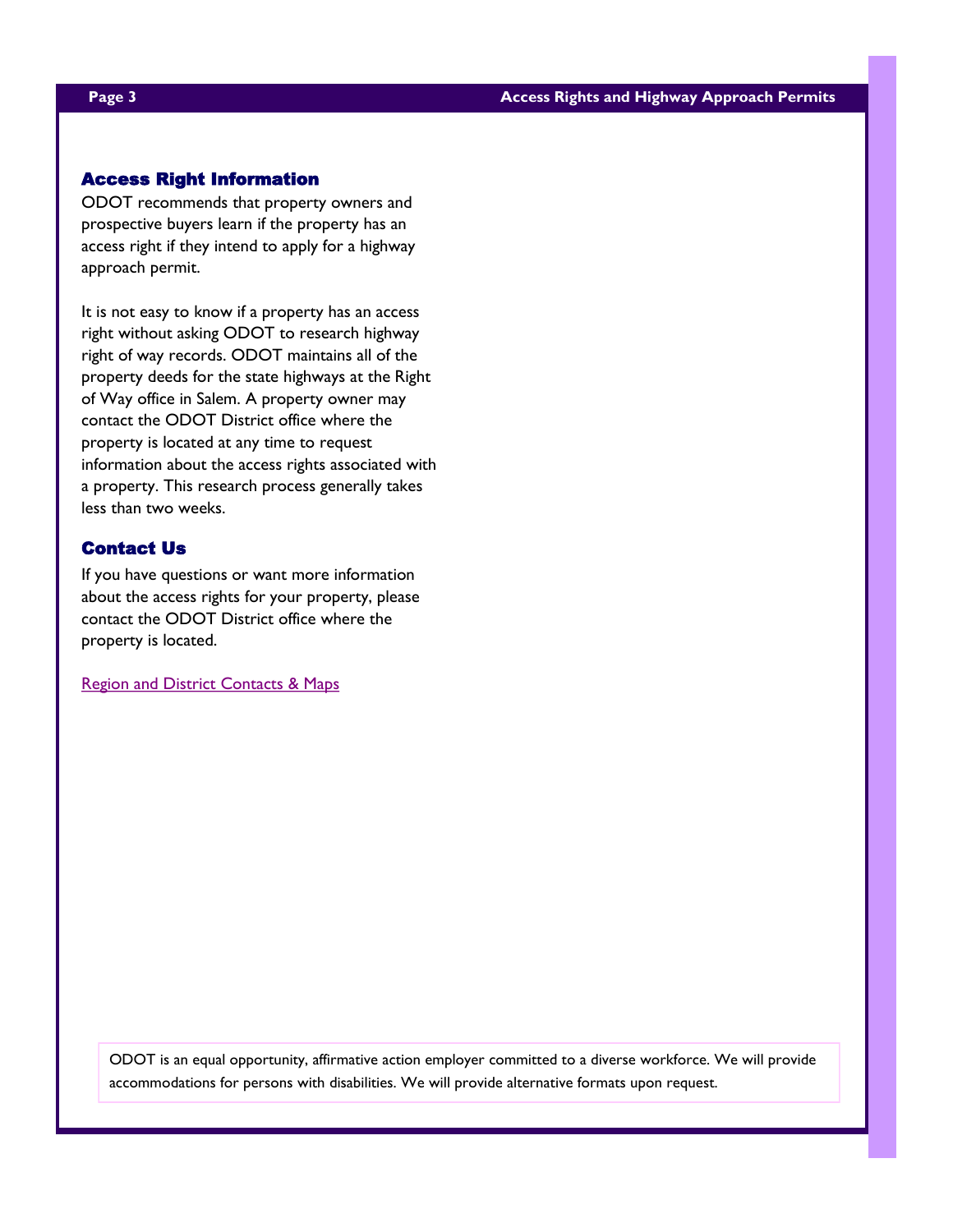## Access Right Information

ODOT recommends that property owners and prospective buyers learn if the property has an access right if they intend to apply for a highway approach permit.

It is not easy to know if a property has an access right without asking ODOT to research highway right of way records. ODOT maintains all of the property deeds for the state highways at the Right of Way office in Salem. A property owner may contact the ODOT District office where the property is located at any time to request information about the access rights associated with a property. This research process generally takes less than two weeks.

## Contact Us

If you have questions or want more information about the access rights for your property, please contact the ODOT District office where the property is located.

Region and District Contacts & Maps

ODOT is an equal opportunity, affirmative action employer committed to a diverse workforce. We will provide accommodations for persons with disabilities. We will provide alternative formats upon request.